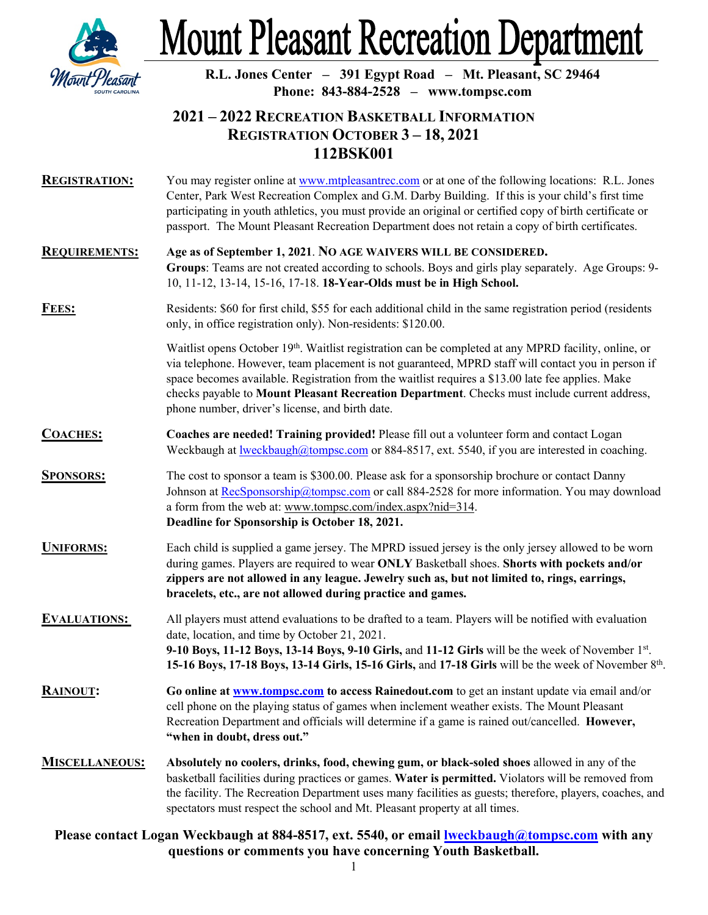# Mount Pleasant Recreation Department

**R.L. Jones Center – 391 Egypt Road – Mt. Pleasant, SC 29464**
**Phone: 843-884-2528 – www.tompsc.com**

## 2021 – 2022 Recreation Basketball Information
## Registration October 3 – 18, 2021
## 112BSK001

**REGISTRATION:** You may register online at www.mtpleasantrec.com or at one of the following locations: R.L. Jones Center, Park West Recreation Complex and G.M. Darby Building. If this is your child's first time participating in youth athletics, you must provide an original or certified copy of birth certificate or passport. The Mount Pleasant Recreation Department does not retain a copy of birth certificates.

**REQUIREMENTS:** **Age as of September 1, 2021. NO AGE WAIVERS WILL BE CONSIDERED.**
**Groups**: Teams are not created according to schools. Boys and girls play separately. Age Groups: 9-10, 11-12, 13-14, 15-16, 17-18. **18-Year-Olds must be in High School.**

**FEES:** Residents: $60 for first child, $55 for each additional child in the same registration period (residents only, in office registration only). Non-residents: $120.00.

Waitlist opens October 19th. Waitlist registration can be completed at any MPRD facility, online, or via telephone. However, team placement is not guaranteed, MPRD staff will contact you in person if space becomes available. Registration from the waitlist requires a $13.00 late fee applies. Make checks payable to **Mount Pleasant Recreation Department**. Checks must include current address, phone number, driver's license, and birth date.

**COACHES:** **Coaches are needed! Training provided!** Please fill out a volunteer form and contact Logan Weckbaugh at lweckbaugh@tompsc.com or 884-8517, ext. 5540, if you are interested in coaching.

**SPONSORS:** The cost to sponsor a team is $300.00. Please ask for a sponsorship brochure or contact Danny Johnson at RecSponsorship@tompsc.com or call 884-2528 for more information. You may download a form from the web at: www.tompsc.com/index.aspx?nid=314.
**Deadline for Sponsorship is October 18, 2021.**

**UNIFORMS:** Each child is supplied a game jersey. The MPRD issued jersey is the only jersey allowed to be worn during games. Players are required to wear **ONLY** Basketball shoes. **Shorts with pockets and/or zippers are not allowed in any league. Jewelry such as, but not limited to, rings, earrings, bracelets, etc., are not allowed during practice and games.**

**EVALUATIONS:** All players must attend evaluations to be drafted to a team. Players will be notified with evaluation date, location, and time by October 21, 2021.
**9-10 Boys, 11-12 Boys, 13-14 Boys, 9-10 Girls,** and **11-12 Girls** will be the week of November 1st.
**15-16 Boys, 17-18 Boys, 13-14 Girls, 15-16 Girls,** and **17-18 Girls** will be the week of November 8th.

**RAINOUT:** **Go online at www.tompsc.com to access Rainedout.com** to get an instant update via email and/or cell phone on the playing status of games when inclement weather exists. The Mount Pleasant Recreation Department and officials will determine if a game is rained out/cancelled. **However, "when in doubt, dress out."**

**MISCELLANEOUS:** **Absolutely no coolers, drinks, food, chewing gum, or black-soled shoes** allowed in any of the basketball facilities during practices or games. **Water is permitted.** Violators will be removed from the facility. The Recreation Department uses many facilities as guests; therefore, players, coaches, and spectators must respect the school and Mt. Pleasant property at all times.

**Please contact Logan Weckbaugh at 884-8517, ext. 5540, or email lweckbaugh@tompsc.com with any questions or comments you have concerning Youth Basketball.**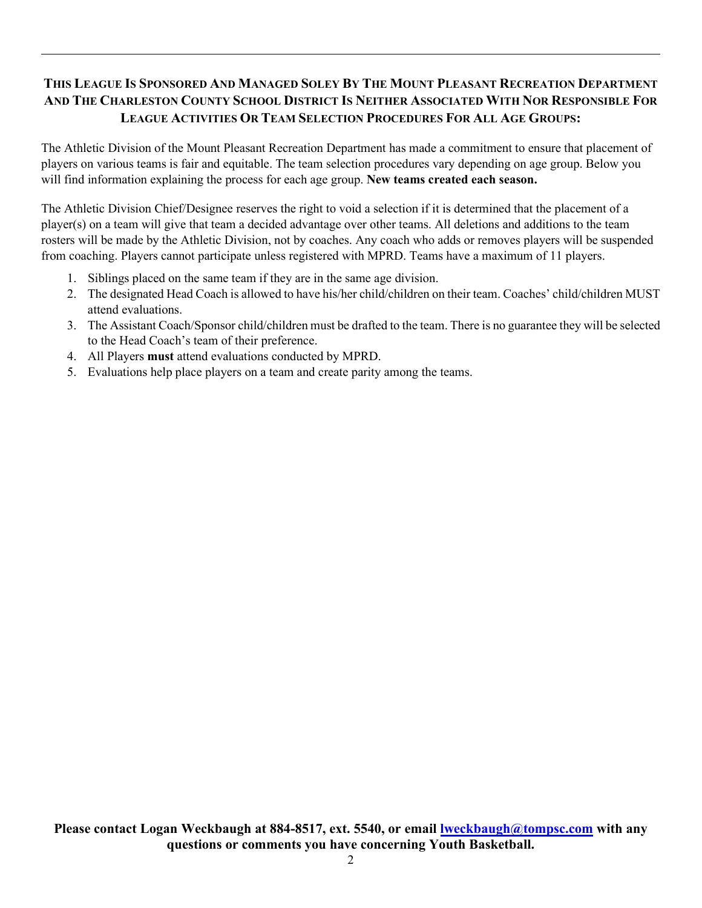## THIS LEAGUE IS SPONSORED AND MANAGED SOLEY BY THE MOUNT PLEASANT RECREATION DEPARTMENT AND THE CHARLESTON COUNTY SCHOOL DISTRICT IS NEITHER ASSOCIATED WITH NOR RESPONSIBLE FOR LEAGUE ACTIVITIES OR TEAM SELECTION PROCEDURES FOR ALL AGE GROUPS:

The Athletic Division of the Mount Pleasant Recreation Department has made a commitment to ensure that placement of players on various teams is fair and equitable. The team selection procedures vary depending on age group. Below you will find information explaining the process for each age group. **New teams created each season.**

The Athletic Division Chief/Designee reserves the right to void a selection if it is determined that the placement of a player(s) on a team will give that team a decided advantage over other teams. All deletions and additions to the team rosters will be made by the Athletic Division, not by coaches. Any coach who adds or removes players will be suspended from coaching. Players cannot participate unless registered with MPRD. Teams have a maximum of 11 players.

1. Siblings placed on the same team if they are in the same age division.
2. The designated Head Coach is allowed to have his/her child/children on their team. Coaches' child/children MUST attend evaluations.
3. The Assistant Coach/Sponsor child/children must be drafted to the team. There is no guarantee they will be selected to the Head Coach's team of their preference.
4. All Players **must** attend evaluations conducted by MPRD.
5. Evaluations help place players on a team and create parity among the teams.

**Please contact Logan Weckbaugh at 884-8517, ext. 5540, or email [lweckbaugh@tompsc.com](mailto:lweckbaugh@tompsc.com) with any questions or comments you have concerning Youth Basketball.**